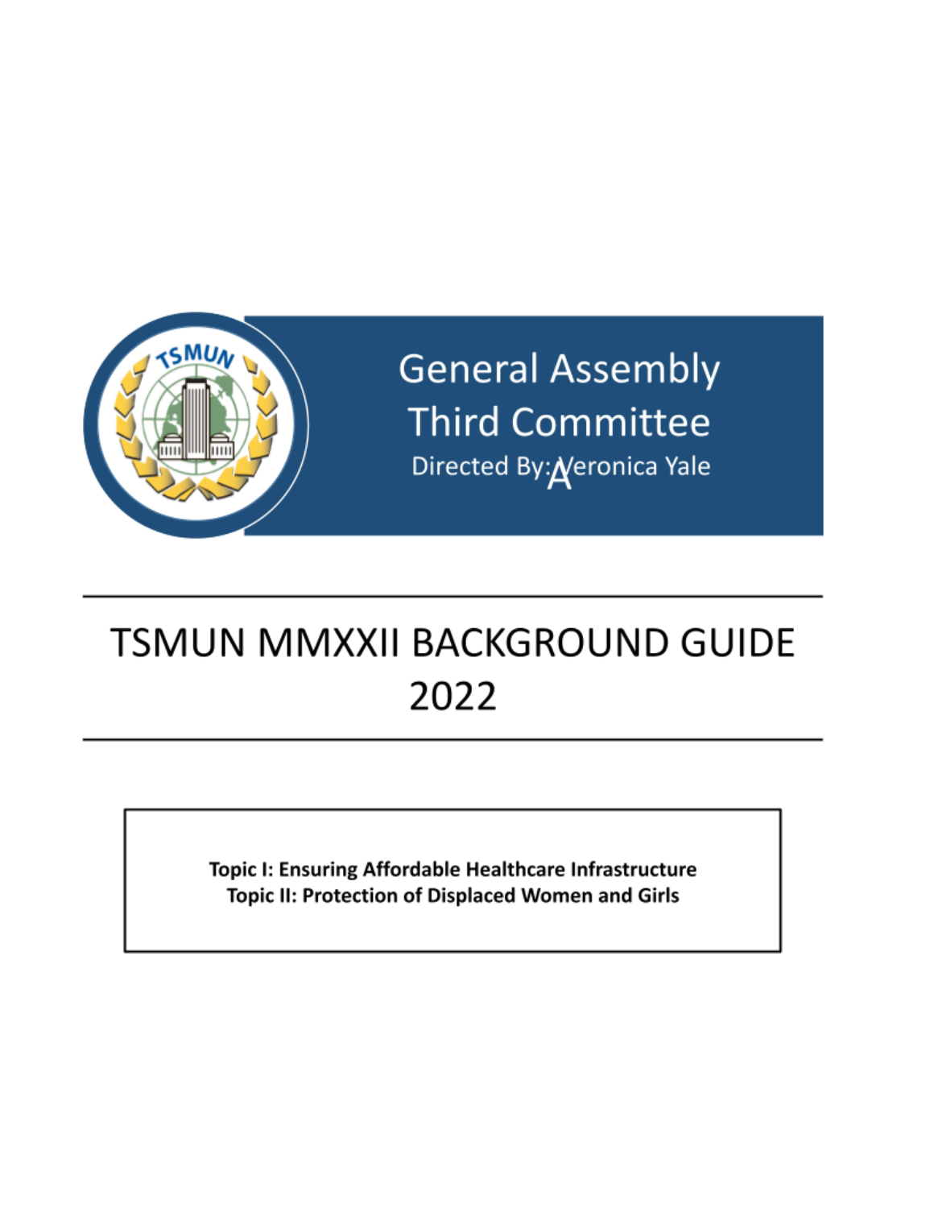# General Assembly Third Committee

Directed By: Veronica Yale

# TSMUN MMXXII BACKGROUND GUIDE 2022

**Topic I: Ensuring Affordable Healthcare Infrastructure**
**Topic II: Protection of Displaced Women and Girls**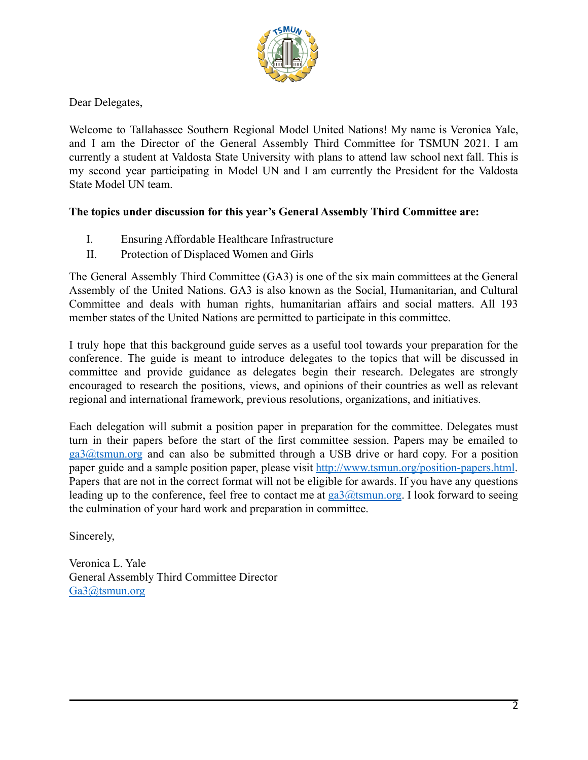Dear Delegates,

Welcome to Tallahassee Southern Regional Model United Nations! My name is Veronica Yale, and I am the Director of the General Assembly Third Committee for TSMUN 2021. I am currently a student at Valdosta State University with plans to attend law school next fall. This is my second year participating in Model UN and I am currently the President for the Valdosta State Model UN team.

**The topics under discussion for this year's General Assembly Third Committee are:**

I. Ensuring Affordable Healthcare Infrastructure
II. Protection of Displaced Women and Girls

The General Assembly Third Committee (GA3) is one of the six main committees at the General Assembly of the United Nations. GA3 is also known as the Social, Humanitarian, and Cultural Committee and deals with human rights, humanitarian affairs and social matters. All 193 member states of the United Nations are permitted to participate in this committee.

I truly hope that this background guide serves as a useful tool towards your preparation for the conference. The guide is meant to introduce delegates to the topics that will be discussed in committee and provide guidance as delegates begin their research. Delegates are strongly encouraged to research the positions, views, and opinions of their countries as well as relevant regional and international framework, previous resolutions, organizations, and initiatives.

Each delegation will submit a position paper in preparation for the committee. Delegates must turn in their papers before the start of the first committee session. Papers may be emailed to [ga3@tsmun.org](mailto:ga3@tsmun.org) and can also be submitted through a USB drive or hard copy. For a position paper guide and a sample position paper, please visit [http://www.tsmun.org/position-papers.html](http://www.tsmun.org/position-papers.html). Papers that are not in the correct format will not be eligible for awards. If you have any questions leading up to the conference, feel free to contact me at [ga3@tsmun.org](mailto:ga3@tsmun.org). I look forward to seeing the culmination of your hard work and preparation in committee.

Sincerely,

Veronica L. Yale
General Assembly Third Committee Director
[Ga3@tsmun.org](mailto:Ga3@tsmun.org)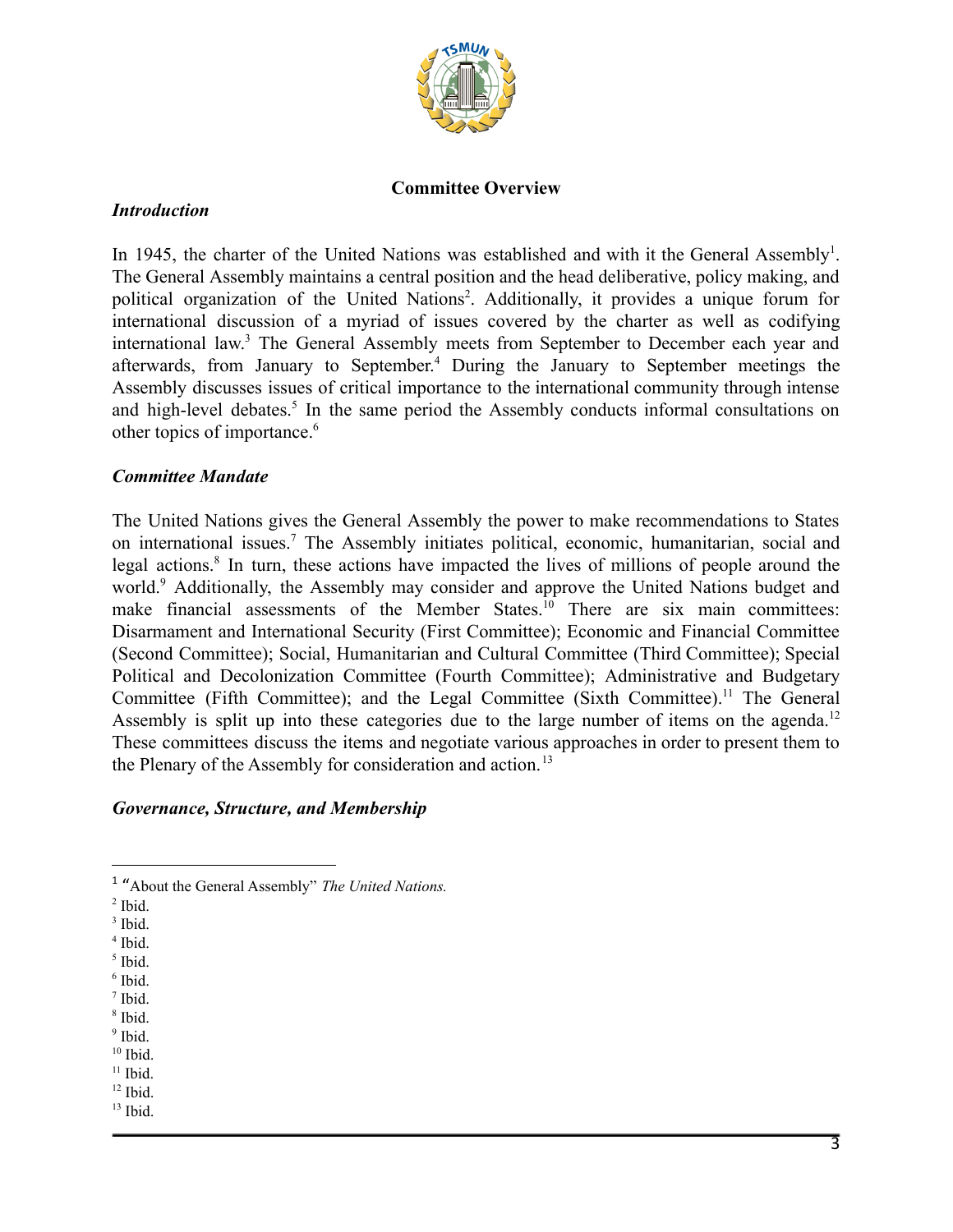## Committee Overview

### *Introduction*

In 1945, the charter of the United Nations was established and with it the General Assembly[1]. The General Assembly maintains a central position and the head deliberative, policy making, and political organization of the United Nations[2]. Additionally, it provides a unique forum for international discussion of a myriad of issues covered by the charter as well as codifying international law.[3] The General Assembly meets from September to December each year and afterwards, from January to September.[4] During the January to September meetings the Assembly discusses issues of critical importance to the international community through intense and high-level debates.[5] In the same period the Assembly conducts informal consultations on other topics of importance.[6]

### *Committee Mandate*

The United Nations gives the General Assembly the power to make recommendations to States on international issues.[7] The Assembly initiates political, economic, humanitarian, social and legal actions.[8] In turn, these actions have impacted the lives of millions of people around the world.[9] Additionally, the Assembly may consider and approve the United Nations budget and make financial assessments of the Member States.[10] There are six main committees: Disarmament and International Security (First Committee); Economic and Financial Committee (Second Committee); Social, Humanitarian and Cultural Committee (Third Committee); Special Political and Decolonization Committee (Fourth Committee); Administrative and Budgetary Committee (Fifth Committee); and the Legal Committee (Sixth Committee).[11] The General Assembly is split up into these categories due to the large number of items on the agenda.[12] These committees discuss the items and negotiate various approaches in order to present them to the Plenary of the Assembly for consideration and action.[13]

### *Governance, Structure, and Membership*

---

[1] "About the General Assembly" *The United Nations.*
[2] Ibid.
[3] Ibid.
[4] Ibid.
[5] Ibid.
[6] Ibid.
[7] Ibid.
[8] Ibid.
[9] Ibid.
[10] Ibid.
[11] Ibid.
[12] Ibid.
[13] Ibid.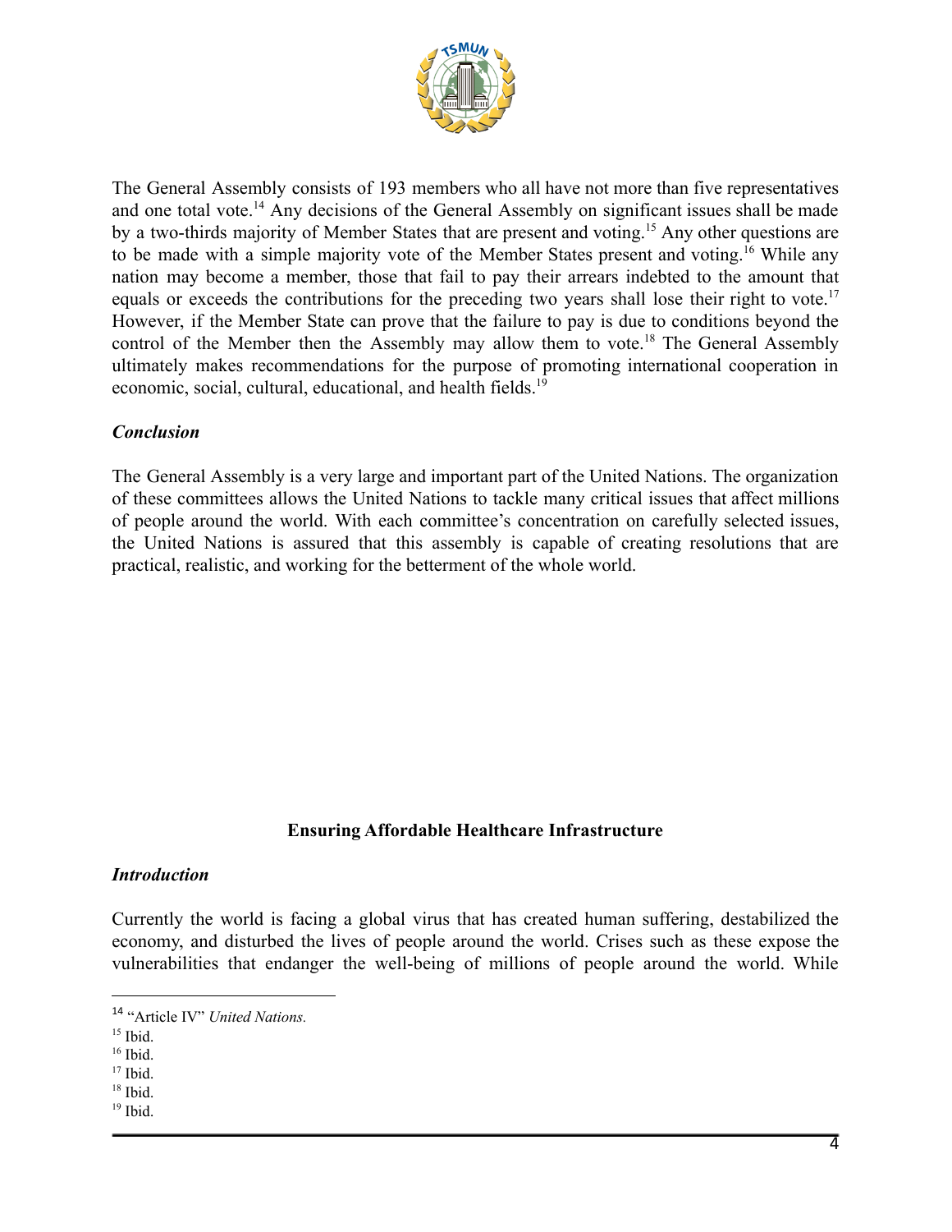The General Assembly consists of 193 members who all have not more than five representatives and one total vote.[14] Any decisions of the General Assembly on significant issues shall be made by a two-thirds majority of Member States that are present and voting.[15] Any other questions are to be made with a simple majority vote of the Member States present and voting.[16] While any nation may become a member, those that fail to pay their arrears indebted to the amount that equals or exceeds the contributions for the preceding two years shall lose their right to vote.[17] However, if the Member State can prove that the failure to pay is due to conditions beyond the control of the Member then the Assembly may allow them to vote.[18] The General Assembly ultimately makes recommendations for the purpose of promoting international cooperation in economic, social, cultural, educational, and health fields.[19]

***Conclusion***

The General Assembly is a very large and important part of the United Nations. The organization of these committees allows the United Nations to tackle many critical issues that affect millions of people around the world. With each committee's concentration on carefully selected issues, the United Nations is assured that this assembly is capable of creating resolutions that are practical, realistic, and working for the betterment of the whole world.

## Ensuring Affordable Healthcare Infrastructure

***Introduction***

Currently the world is facing a global virus that has created human suffering, destabilized the economy, and disturbed the lives of people around the world. Crises such as these expose the vulnerabilities that endanger the well-being of millions of people around the world. While

---

[14] "Article IV" *United Nations.*

[15] Ibid.

[16] Ibid.

[17] Ibid.

[18] Ibid.

[19] Ibid.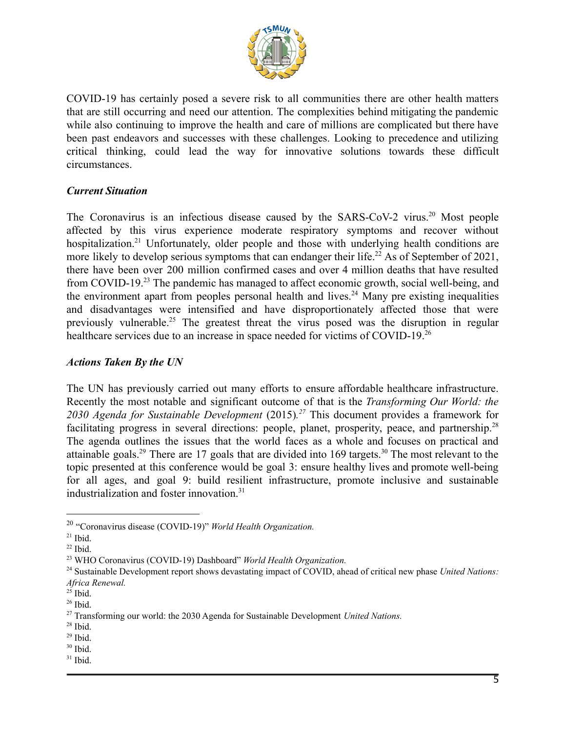COVID-19 has certainly posed a severe risk to all communities there are other health matters that are still occurring and need our attention. The complexities behind mitigating the pandemic while also continuing to improve the health and care of millions are complicated but there have been past endeavors and successes with these challenges. Looking to precedence and utilizing critical thinking, could lead the way for innovative solutions towards these difficult circumstances.

### *Current Situation*

The Coronavirus is an infectious disease caused by the SARS-CoV-2 virus.[20] Most people affected by this virus experience moderate respiratory symptoms and recover without hospitalization.[21] Unfortunately, older people and those with underlying health conditions are more likely to develop serious symptoms that can endanger their life.[22] As of September of 2021, there have been over 200 million confirmed cases and over 4 million deaths that have resulted from COVID-19.[23] The pandemic has managed to affect economic growth, social well-being, and the environment apart from peoples personal health and lives.[24] Many pre existing inequalities and disadvantages were intensified and have disproportionately affected those that were previously vulnerable.[25] The greatest threat the virus posed was the disruption in regular healthcare services due to an increase in space needed for victims of COVID-19.[26]

### *Actions Taken By the UN*

The UN has previously carried out many efforts to ensure affordable healthcare infrastructure. Recently the most notable and significant outcome of that is the *Transforming Our World: the 2030 Agenda for Sustainable Development* (2015).[27] This document provides a framework for facilitating progress in several directions: people, planet, prosperity, peace, and partnership.[28] The agenda outlines the issues that the world faces as a whole and focuses on practical and attainable goals.[29] There are 17 goals that are divided into 169 targets.[30] The most relevant to the topic presented at this conference would be goal 3: ensure healthy lives and promote well-being for all ages, and goal 9: build resilient infrastructure, promote inclusive and sustainable industrialization and foster innovation.[31]

---

[20] "Coronavirus disease (COVID-19)" *World Health Organization.*
[21] Ibid.
[22] Ibid.
[23] WHO Coronavirus (COVID-19) Dashboard" *World Health Organization.*
[24] Sustainable Development report shows devastating impact of COVID, ahead of critical new phase *United Nations: Africa Renewal.*
[25] Ibid.
[26] Ibid.
[27] Transforming our world: the 2030 Agenda for Sustainable Development *United Nations.*
[28] Ibid.
[29] Ibid.
[30] Ibid.
[31] Ibid.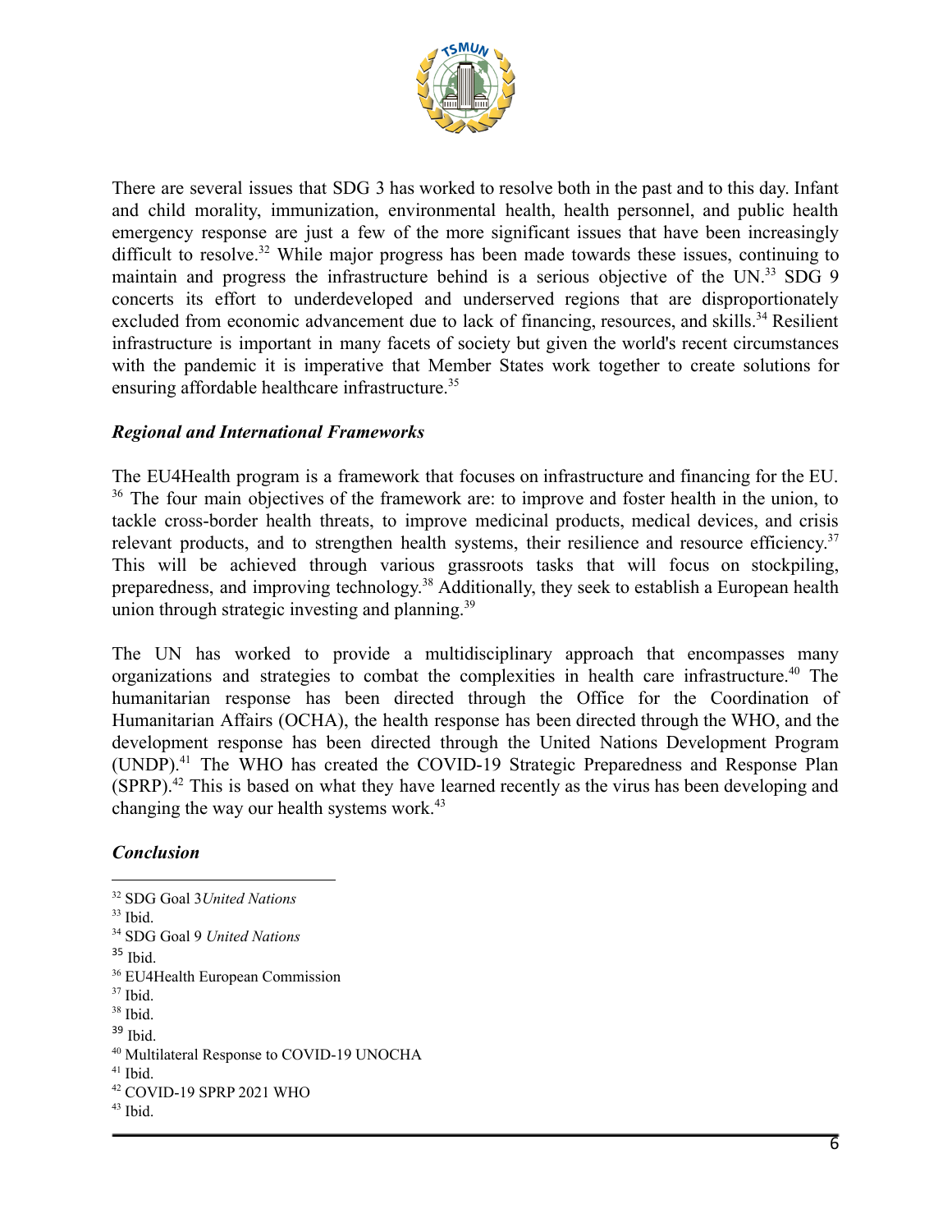There are several issues that SDG 3 has worked to resolve both in the past and to this day. Infant and child morality, immunization, environmental health, health personnel, and public health emergency response are just a few of the more significant issues that have been increasingly difficult to resolve.[32] While major progress has been made towards these issues, continuing to maintain and progress the infrastructure behind is a serious objective of the UN.[33] SDG 9 concerts its effort to underdeveloped and underserved regions that are disproportionately excluded from economic advancement due to lack of financing, resources, and skills.[34] Resilient infrastructure is important in many facets of society but given the world's recent circumstances with the pandemic it is imperative that Member States work together to create solutions for ensuring affordable healthcare infrastructure.[35]

***Regional and International Frameworks***

The EU4Health program is a framework that focuses on infrastructure and financing for the EU. [36] The four main objectives of the framework are: to improve and foster health in the union, to tackle cross-border health threats, to improve medicinal products, medical devices, and crisis relevant products, and to strengthen health systems, their resilience and resource efficiency.[37] This will be achieved through various grassroots tasks that will focus on stockpiling, preparedness, and improving technology.[38] Additionally, they seek to establish a European health union through strategic investing and planning.[39]

The UN has worked to provide a multidisciplinary approach that encompasses many organizations and strategies to combat the complexities in health care infrastructure.[40] The humanitarian response has been directed through the Office for the Coordination of Humanitarian Affairs (OCHA), the health response has been directed through the WHO, and the development response has been directed through the United Nations Development Program (UNDP).[41] The WHO has created the COVID-19 Strategic Preparedness and Response Plan (SPRP).[42] This is based on what they have learned recently as the virus has been developing and changing the way our health systems work.[43]

***Conclusion***

---

[32] SDG Goal 3*United Nations*

[33] Ibid.

[34] SDG Goal 9 *United Nations*

[35] Ibid.

[36] EU4Health European Commission

[37] Ibid.

[38] Ibid.

[39] Ibid.

[40] Multilateral Response to COVID-19 UNOCHA

[41] Ibid.

[42] COVID-19 SPRP 2021 WHO

[43] Ibid.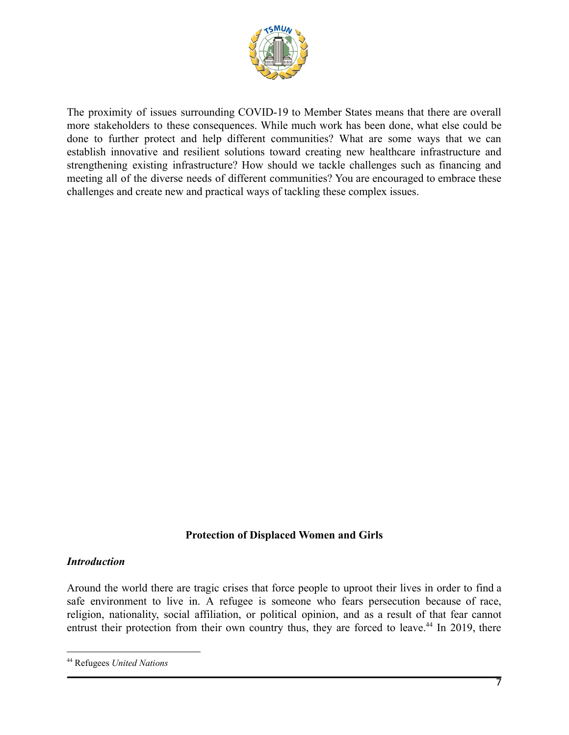The proximity of issues surrounding COVID-19 to Member States means that there are overall more stakeholders to these consequences. While much work has been done, what else could be done to further protect and help different communities? What are some ways that we can establish innovative and resilient solutions toward creating new healthcare infrastructure and strengthening existing infrastructure? How should we tackle challenges such as financing and meeting all of the diverse needs of different communities? You are encouraged to embrace these challenges and create new and practical ways of tackling these complex issues.

## Protection of Displaced Women and Girls

### *Introduction*

Around the world there are tragic crises that force people to uproot their lives in order to find a safe environment to live in. A refugee is someone who fears persecution because of race, religion, nationality, social affiliation, or political opinion, and as a result of that fear cannot entrust their protection from their own country thus, they are forced to leave.[44] In 2019, there

[44] Refugees *United Nations*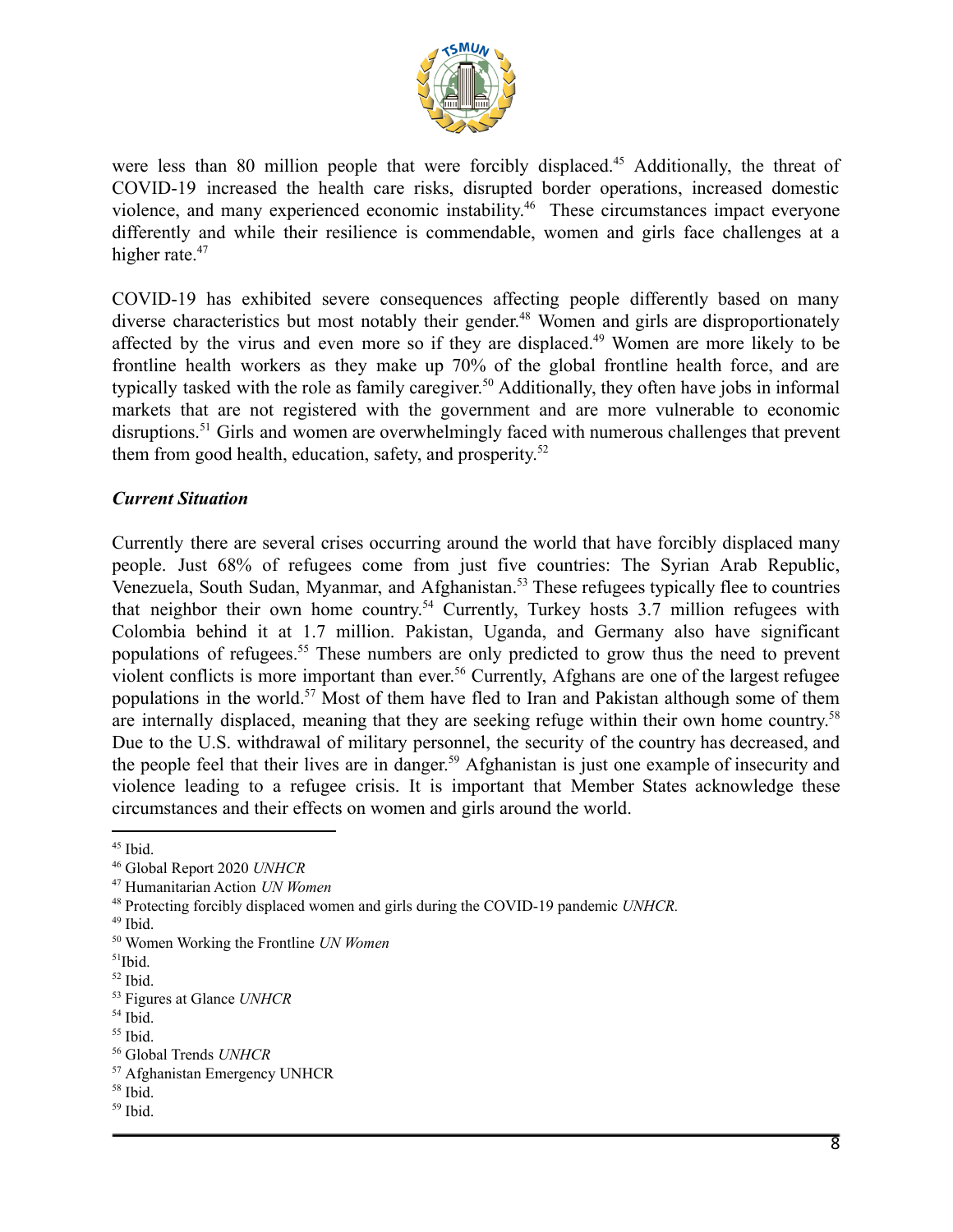were less than 80 million people that were forcibly displaced.[45] Additionally, the threat of COVID-19 increased the health care risks, disrupted border operations, increased domestic violence, and many experienced economic instability.[46] These circumstances impact everyone differently and while their resilience is commendable, women and girls face challenges at a higher rate.[47]

COVID-19 has exhibited severe consequences affecting people differently based on many diverse characteristics but most notably their gender.[48] Women and girls are disproportionately affected by the virus and even more so if they are displaced.[49] Women are more likely to be frontline health workers as they make up 70% of the global frontline health force, and are typically tasked with the role as family caregiver.[50] Additionally, they often have jobs in informal markets that are not registered with the government and are more vulnerable to economic disruptions.[51] Girls and women are overwhelmingly faced with numerous challenges that prevent them from good health, education, safety, and prosperity.[52]

***Current Situation***

Currently there are several crises occurring around the world that have forcibly displaced many people. Just 68% of refugees come from just five countries: The Syrian Arab Republic, Venezuela, South Sudan, Myanmar, and Afghanistan.[53] These refugees typically flee to countries that neighbor their own home country.[54] Currently, Turkey hosts 3.7 million refugees with Colombia behind it at 1.7 million. Pakistan, Uganda, and Germany also have significant populations of refugees.[55] These numbers are only predicted to grow thus the need to prevent violent conflicts is more important than ever.[56] Currently, Afghans are one of the largest refugee populations in the world.[57] Most of them have fled to Iran and Pakistan although some of them are internally displaced, meaning that they are seeking refuge within their own home country.[58] Due to the U.S. withdrawal of military personnel, the security of the country has decreased, and the people feel that their lives are in danger.[59] Afghanistan is just one example of insecurity and violence leading to a refugee crisis. It is important that Member States acknowledge these circumstances and their effects on women and girls around the world.

---

[45] Ibid.
[46] Global Report 2020 *UNHCR*
[47] Humanitarian Action *UN Women*
[48] Protecting forcibly displaced women and girls during the COVID-19 pandemic *UNHCR.*
[49] Ibid.
[50] Women Working the Frontline *UN Women*
[51] Ibid.
[52] Ibid.
[53] Figures at Glance *UNHCR*
[54] Ibid.
[55] Ibid.
[56] Global Trends *UNHCR*
[57] Afghanistan Emergency UNHCR
[58] Ibid.
[59] Ibid.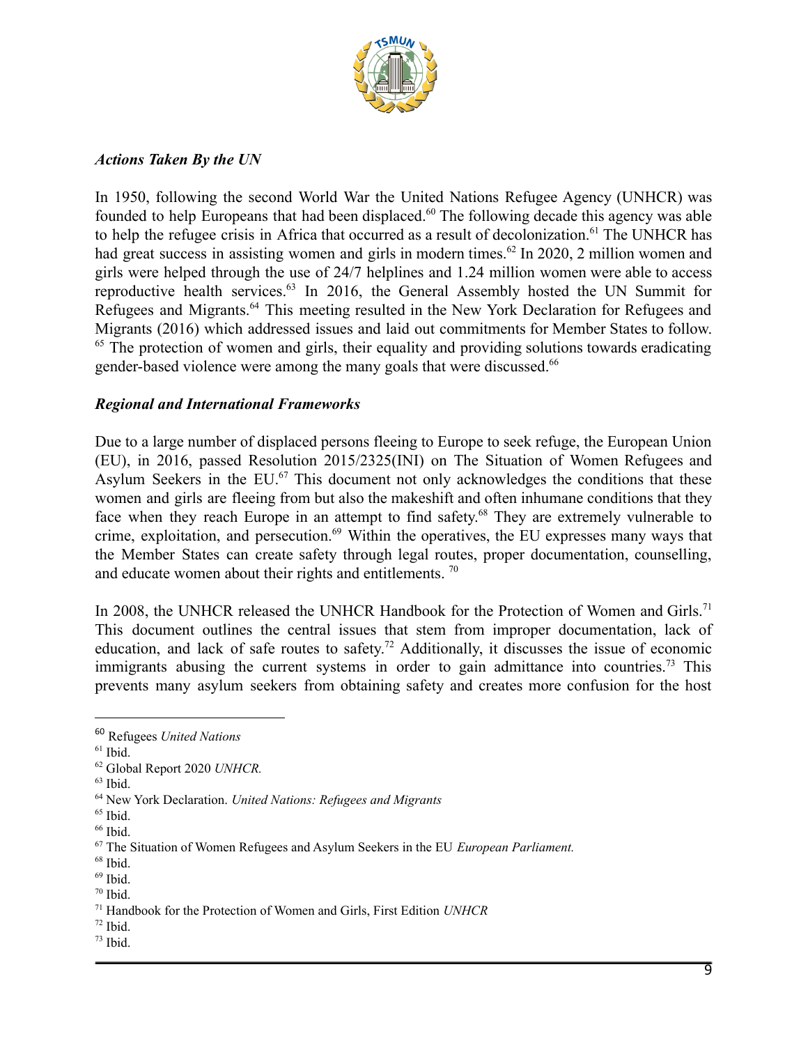### *Actions Taken By the UN*

In 1950, following the second World War the United Nations Refugee Agency (UNHCR) was founded to help Europeans that had been displaced.[60] The following decade this agency was able to help the refugee crisis in Africa that occurred as a result of decolonization.[61] The UNHCR has had great success in assisting women and girls in modern times.[62] In 2020, 2 million women and girls were helped through the use of 24/7 helplines and 1.24 million women were able to access reproductive health services.[63] In 2016, the General Assembly hosted the UN Summit for Refugees and Migrants.[64] This meeting resulted in the New York Declaration for Refugees and Migrants (2016) which addressed issues and laid out commitments for Member States to follow.[65] The protection of women and girls, their equality and providing solutions towards eradicating gender-based violence were among the many goals that were discussed.[66]

### *Regional and International Frameworks*

Due to a large number of displaced persons fleeing to Europe to seek refuge, the European Union (EU), in 2016, passed Resolution 2015/2325(INI) on The Situation of Women Refugees and Asylum Seekers in the EU.[67] This document not only acknowledges the conditions that these women and girls are fleeing from but also the makeshift and often inhumane conditions that they face when they reach Europe in an attempt to find safety.[68] They are extremely vulnerable to crime, exploitation, and persecution.[69] Within the operatives, the EU expresses many ways that the Member States can create safety through legal routes, proper documentation, counselling, and educate women about their rights and entitlements. [70]

In 2008, the UNHCR released the UNHCR Handbook for the Protection of Women and Girls.[71] This document outlines the central issues that stem from improper documentation, lack of education, and lack of safe routes to safety.[72] Additionally, it discusses the issue of economic immigrants abusing the current systems in order to gain admittance into countries.[73] This prevents many asylum seekers from obtaining safety and creates more confusion for the host

---

[60] Refugees *United Nations*

[61] Ibid.

[62] Global Report 2020 *UNHCR.*

[63] Ibid.

[64] New York Declaration. *United Nations: Refugees and Migrants*

[65] Ibid.

[66] Ibid.

[67] The Situation of Women Refugees and Asylum Seekers in the EU *European Parliament.*

[68] Ibid.

[69] Ibid.

[70] Ibid.

[71] Handbook for the Protection of Women and Girls, First Edition *UNHCR*

[72] Ibid.

[73] Ibid.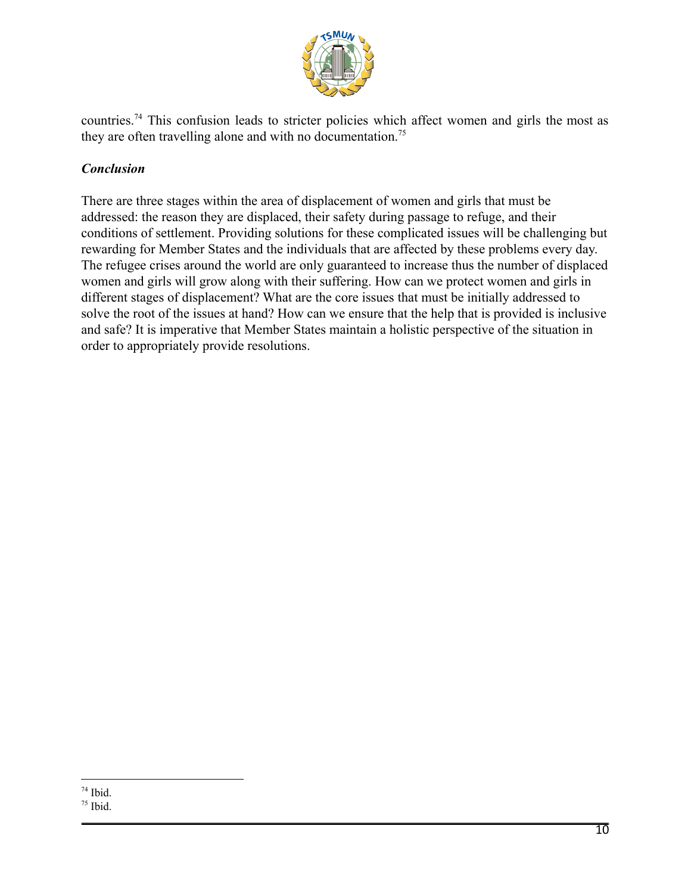countries.[74] This confusion leads to stricter policies which affect women and girls the most as they are often travelling alone and with no documentation.[75]

### *Conclusion*

There are three stages within the area of displacement of women and girls that must be addressed: the reason they are displaced, their safety during passage to refuge, and their conditions of settlement. Providing solutions for these complicated issues will be challenging but rewarding for Member States and the individuals that are affected by these problems every day. The refugee crises around the world are only guaranteed to increase thus the number of displaced women and girls will grow along with their suffering. How can we protect women and girls in different stages of displacement? What are the core issues that must be initially addressed to solve the root of the issues at hand? How can we ensure that the help that is provided is inclusive and safe? It is imperative that Member States maintain a holistic perspective of the situation in order to appropriately provide resolutions.

---

[74] Ibid.

[75] Ibid.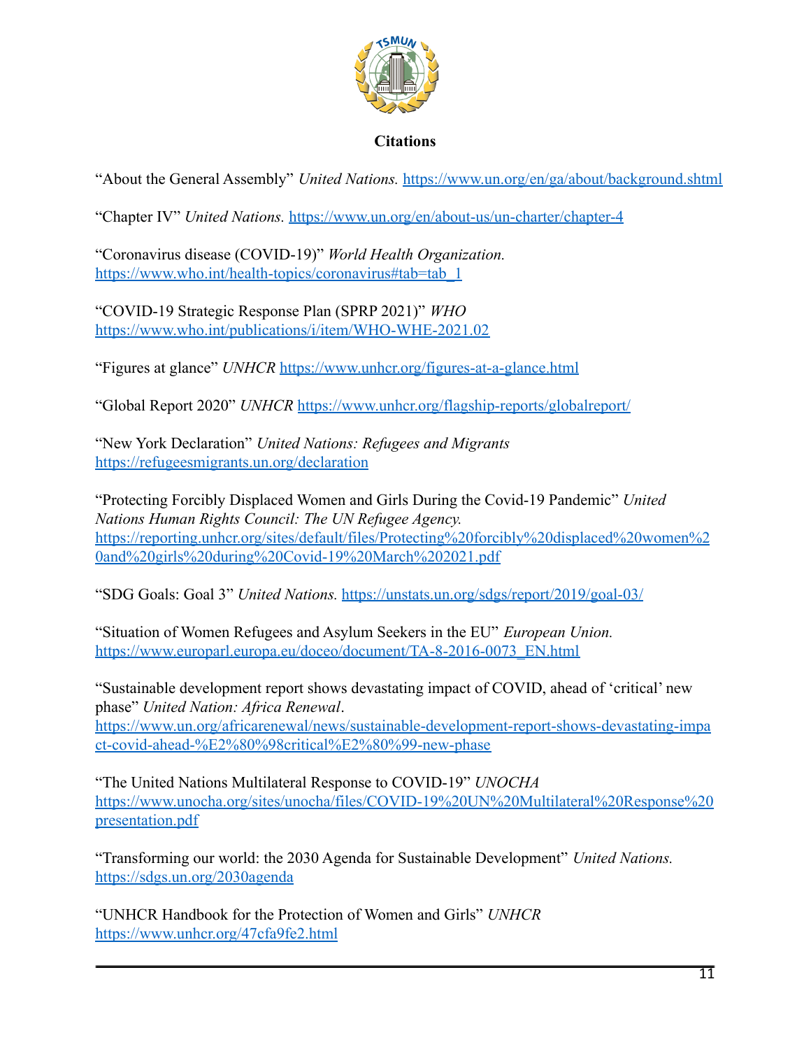**Citations**

"About the General Assembly" *United Nations.* https://www.un.org/en/ga/about/background.shtml

"Chapter IV" *United Nations.* https://www.un.org/en/about-us/un-charter/chapter-4

"Coronavirus disease (COVID-19)" *World Health Organization.* https://www.who.int/health-topics/coronavirus#tab=tab_1

"COVID-19 Strategic Response Plan (SPRP 2021)" *WHO* https://www.who.int/publications/i/item/WHO-WHE-2021.02

"Figures at glance" *UNHCR* https://www.unhcr.org/figures-at-a-glance.html

"Global Report 2020" *UNHCR* https://www.unhcr.org/flagship-reports/globalreport/

"New York Declaration" *United Nations: Refugees and Migrants* https://refugeesmigrants.un.org/declaration

"Protecting Forcibly Displaced Women and Girls During the Covid-19 Pandemic" *United Nations Human Rights Council: The UN Refugee Agency.* https://reporting.unhcr.org/sites/default/files/Protecting%20forcibly%20displaced%20women%20and%20girls%20during%20Covid-19%20March%202021.pdf

"SDG Goals: Goal 3" *United Nations.* https://unstats.un.org/sdgs/report/2019/goal-03/

"Situation of Women Refugees and Asylum Seekers in the EU" *European Union.* https://www.europarl.europa.eu/doceo/document/TA-8-2016-0073_EN.html

"Sustainable development report shows devastating impact of COVID, ahead of 'critical' new phase" *United Nation: Africa Renewal*. https://www.un.org/africarenewal/news/sustainable-development-report-shows-devastating-impact-covid-ahead-%E2%80%98critical%E2%80%99-new-phase

"The United Nations Multilateral Response to COVID-19" *UNOCHA* https://www.unocha.org/sites/unocha/files/COVID-19%20UN%20Multilateral%20Response%20presentation.pdf

"Transforming our world: the 2030 Agenda for Sustainable Development" *United Nations.* https://sdgs.un.org/2030agenda

"UNHCR Handbook for the Protection of Women and Girls" *UNHCR* https://www.unhcr.org/47cfa9fe2.html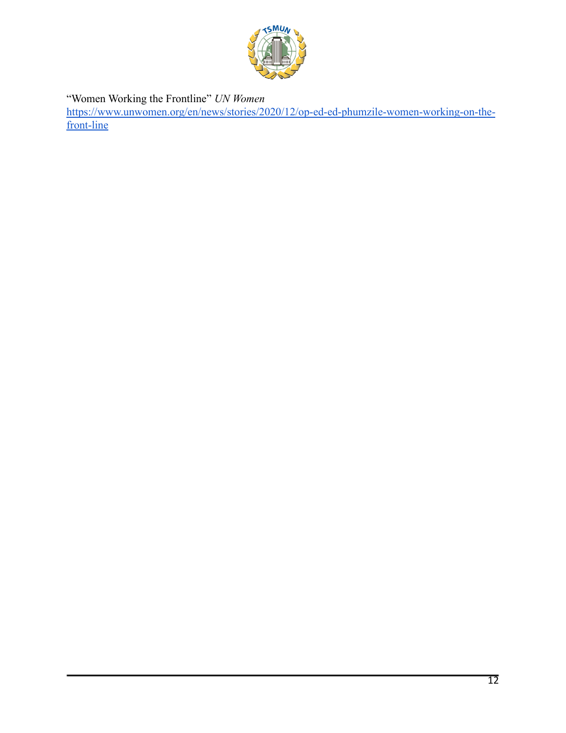"Women Working the Frontline" *UN Women*
https://www.unwomen.org/en/news/stories/2020/12/op-ed-ed-phumzile-women-working-on-the-front-line